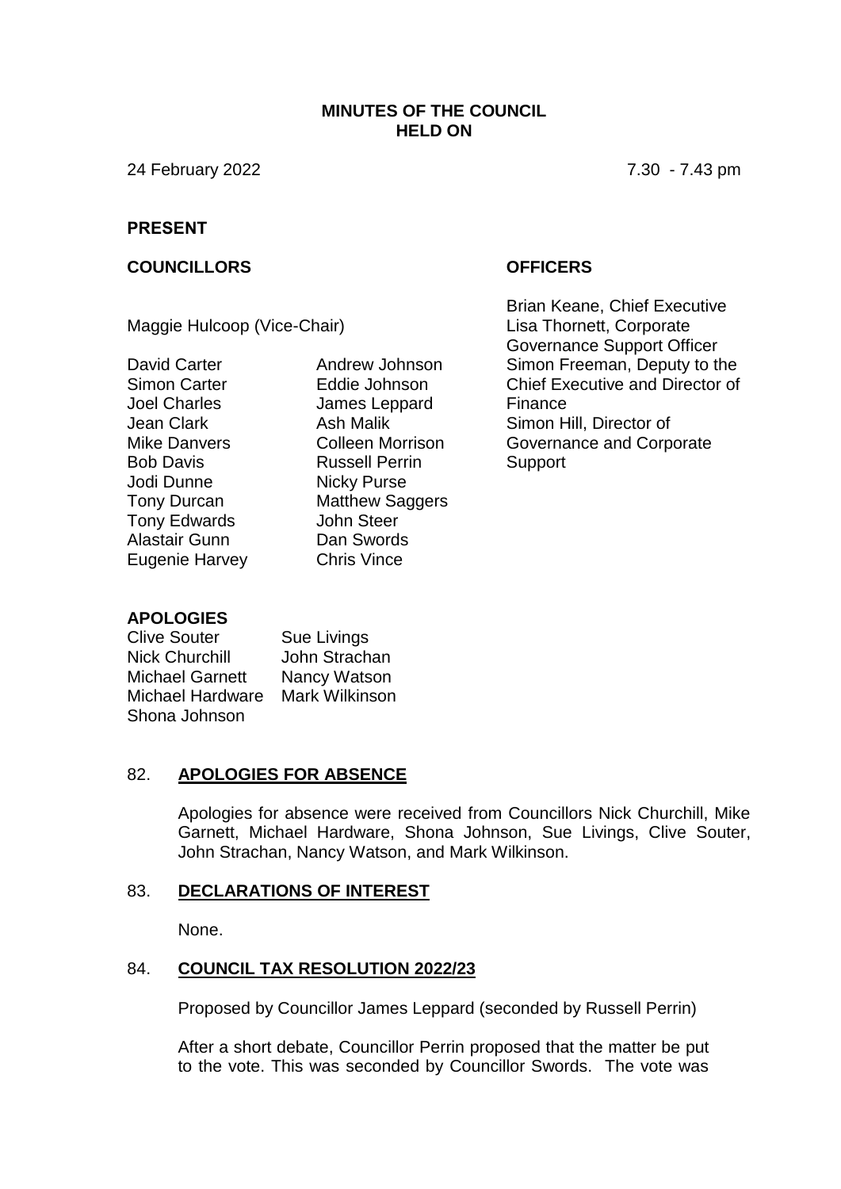**MINUTES OF THE COUNCIL HELD ON**

24 February 2022 7.30 - 7.43 pm

**PRESENT**

**COUNCILLORS**

Maggie Hulcoop (Vice-Chair)

David Carter
Simon Carter
Joel Charles
Jean Clark
Mike Danvers
Bob Davis
Jodi Dunne
Tony Durcan
Tony Edwards
Alastair Gunn
Eugenie Harvey
Andrew Johnson
Eddie Johnson
James Leppard
Ash Malik
Colleen Morrison
Russell Perrin
Nicky Purse
Matthew Saggers
John Steer
Dan Swords
Chris Vince

**OFFICERS**

Brian Keane, Chief Executive
Lisa Thornett, Corporate Governance Support Officer
Simon Freeman, Deputy to the Chief Executive and Director of Finance
Simon Hill, Director of Governance and Corporate Support

**APOLOGIES**

Clive Souter
Nick Churchill
Michael Garnett
Michael Hardware
Shona Johnson
Sue Livings
John Strachan
Nancy Watson
Mark Wilkinson

82. **APOLOGIES FOR ABSENCE**

Apologies for absence were received from Councillors Nick Churchill, Mike Garnett, Michael Hardware, Shona Johnson, Sue Livings, Clive Souter, John Strachan, Nancy Watson, and Mark Wilkinson.

83. **DECLARATIONS OF INTEREST**

None.

84. **COUNCIL TAX RESOLUTION 2022/23**

Proposed by Councillor James Leppard (seconded by Russell Perrin)

After a short debate, Councillor Perrin proposed that the matter be put to the vote. This was seconded by Councillor Swords. The vote was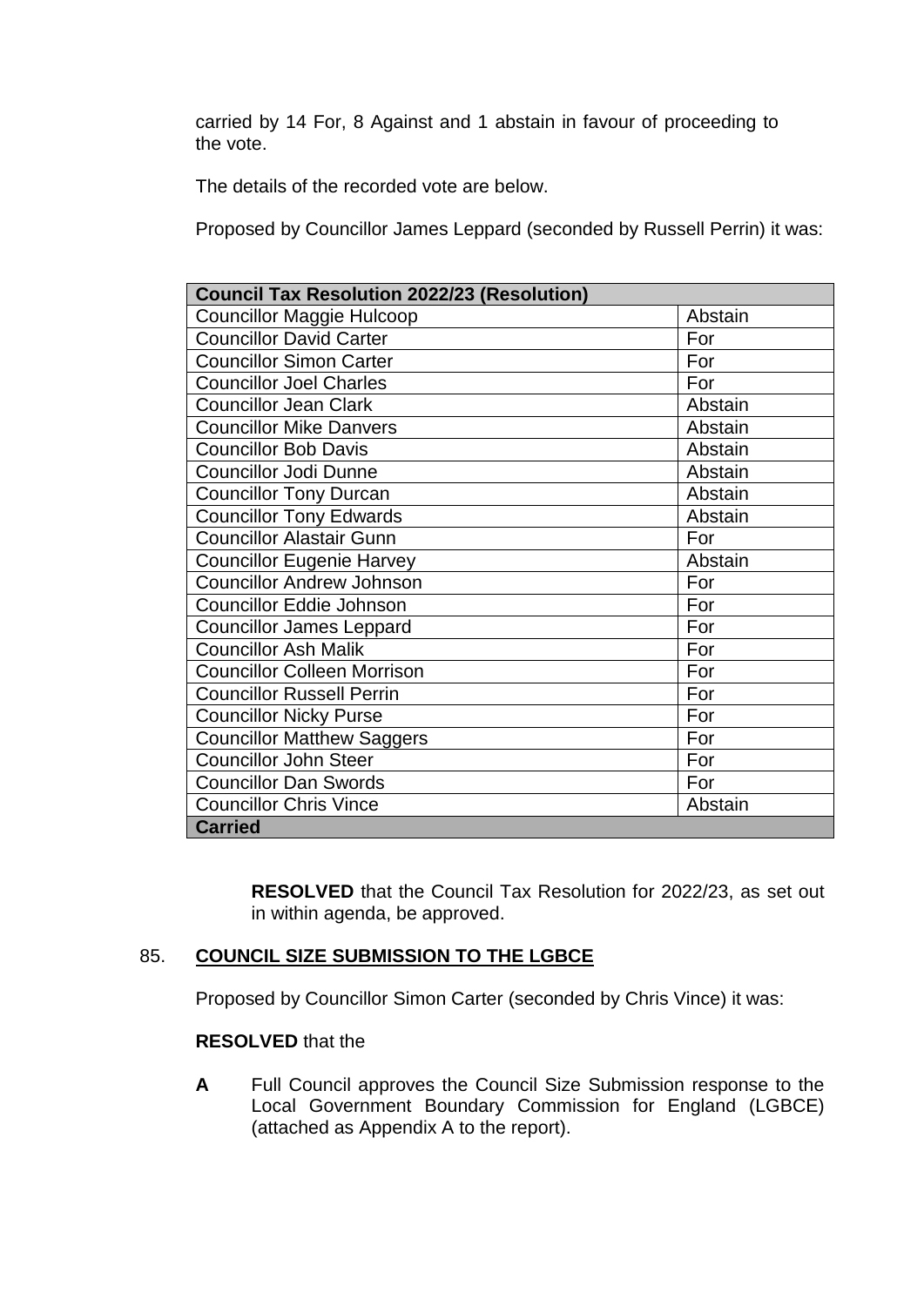carried by 14 For, 8 Against and 1 abstain in favour of proceeding to the vote.

The details of the recorded vote are below.

Proposed by Councillor James Leppard (seconded by Russell Perrin) it was:

| Council Tax Resolution 2022/23 (Resolution) | |
|---|---|
| Councillor Maggie Hulcoop | Abstain |
| Councillor David Carter | For |
| Councillor Simon Carter | For |
| Councillor Joel Charles | For |
| Councillor Jean Clark | Abstain |
| Councillor Mike Danvers | Abstain |
| Councillor Bob Davis | Abstain |
| Councillor Jodi Dunne | Abstain |
| Councillor Tony Durcan | Abstain |
| Councillor Tony Edwards | Abstain |
| Councillor Alastair Gunn | For |
| Councillor Eugenie Harvey | Abstain |
| Councillor Andrew Johnson | For |
| Councillor Eddie Johnson | For |
| Councillor James Leppard | For |
| Councillor Ash Malik | For |
| Councillor Colleen Morrison | For |
| Councillor Russell Perrin | For |
| Councillor Nicky Purse | For |
| Councillor Matthew Saggers | For |
| Councillor John Steer | For |
| Councillor Dan Swords | For |
| Councillor Chris Vince | Abstain |
| **Carried** | |

**RESOLVED** that the Council Tax Resolution for 2022/23, as set out in within agenda, be approved.

## 85. COUNCIL SIZE SUBMISSION TO THE LGBCE

Proposed by Councillor Simon Carter (seconded by Chris Vince) it was:

**RESOLVED** that the

**A** Full Council approves the Council Size Submission response to the Local Government Boundary Commission for England (LGBCE) (attached as Appendix A to the report).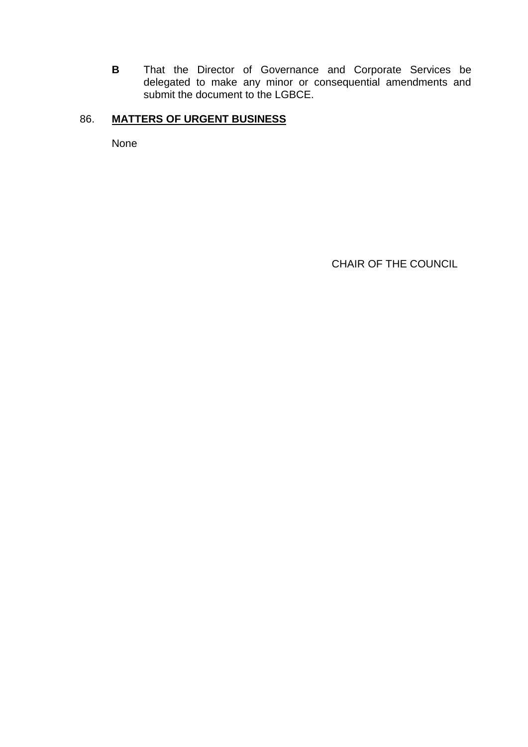**B** That the Director of Governance and Corporate Services be delegated to make any minor or consequential amendments and submit the document to the LGBCE.

## 86. MATTERS OF URGENT BUSINESS

None

CHAIR OF THE COUNCIL